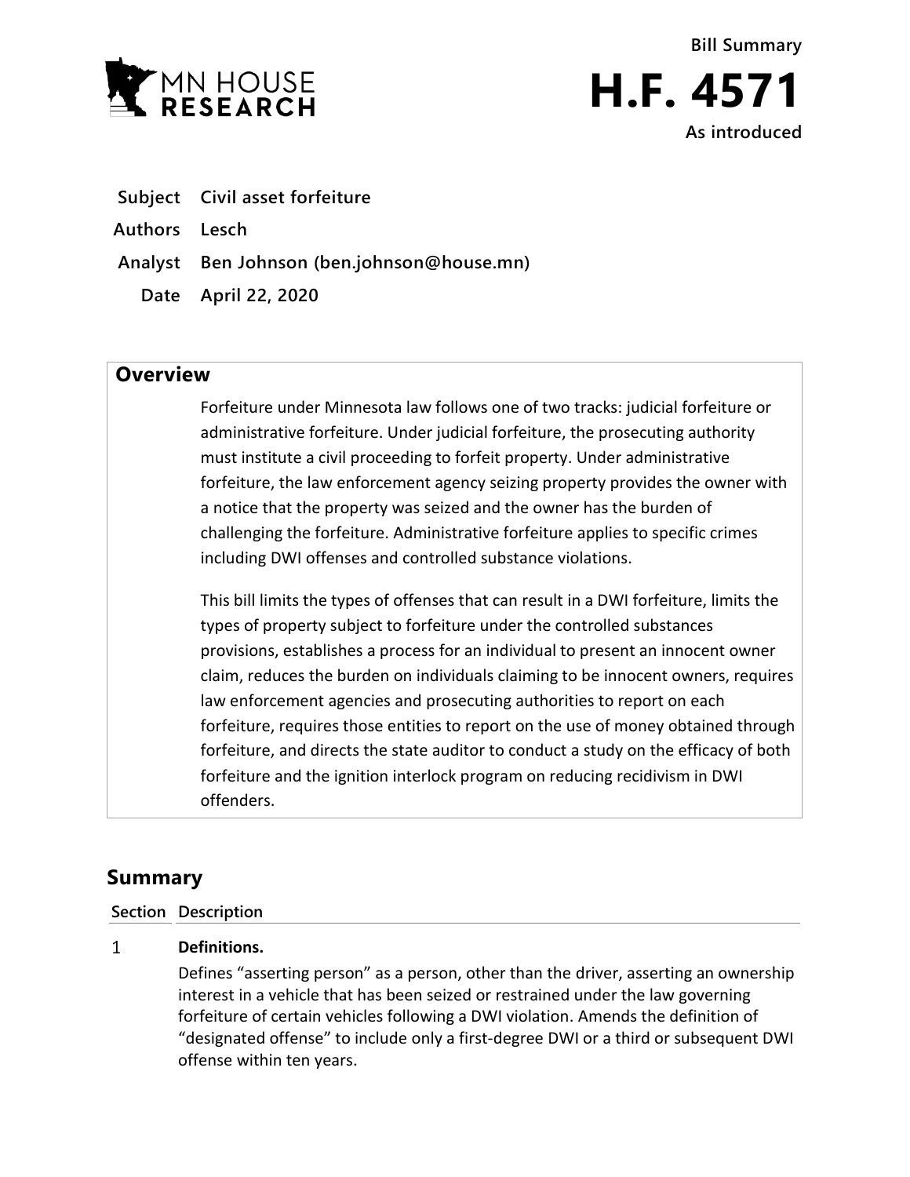MN HOUSE RESEARCH

Bill Summary

# H.F. 4571

As introduced

| | |
|---|---|
| **Subject** | **Civil asset forfeiture** |
| **Authors** | **Lesch** |
| **Analyst** | **Ben Johnson (ben.johnson@house.mn)** |
| **Date** | **April 22, 2020** |

## Overview

Forfeiture under Minnesota law follows one of two tracks: judicial forfeiture or administrative forfeiture. Under judicial forfeiture, the prosecuting authority must institute a civil proceeding to forfeit property. Under administrative forfeiture, the law enforcement agency seizing property provides the owner with a notice that the property was seized and the owner has the burden of challenging the forfeiture. Administrative forfeiture applies to specific crimes including DWI offenses and controlled substance violations.

This bill limits the types of offenses that can result in a DWI forfeiture, limits the types of property subject to forfeiture under the controlled substances provisions, establishes a process for an individual to present an innocent owner claim, reduces the burden on individuals claiming to be innocent owners, requires law enforcement agencies and prosecuting authorities to report on each forfeiture, requires those entities to report on the use of money obtained through forfeiture, and directs the state auditor to conduct a study on the efficacy of both forfeiture and the ignition interlock program on reducing recidivism in DWI offenders.

## Summary

| Section | Description |
|---|---|
| 1 | **Definitions.**<br>Defines "asserting person" as a person, other than the driver, asserting an ownership interest in a vehicle that has been seized or restrained under the law governing forfeiture of certain vehicles following a DWI violation. Amends the definition of "designated offense" to include only a first-degree DWI or a third or subsequent DWI offense within ten years. |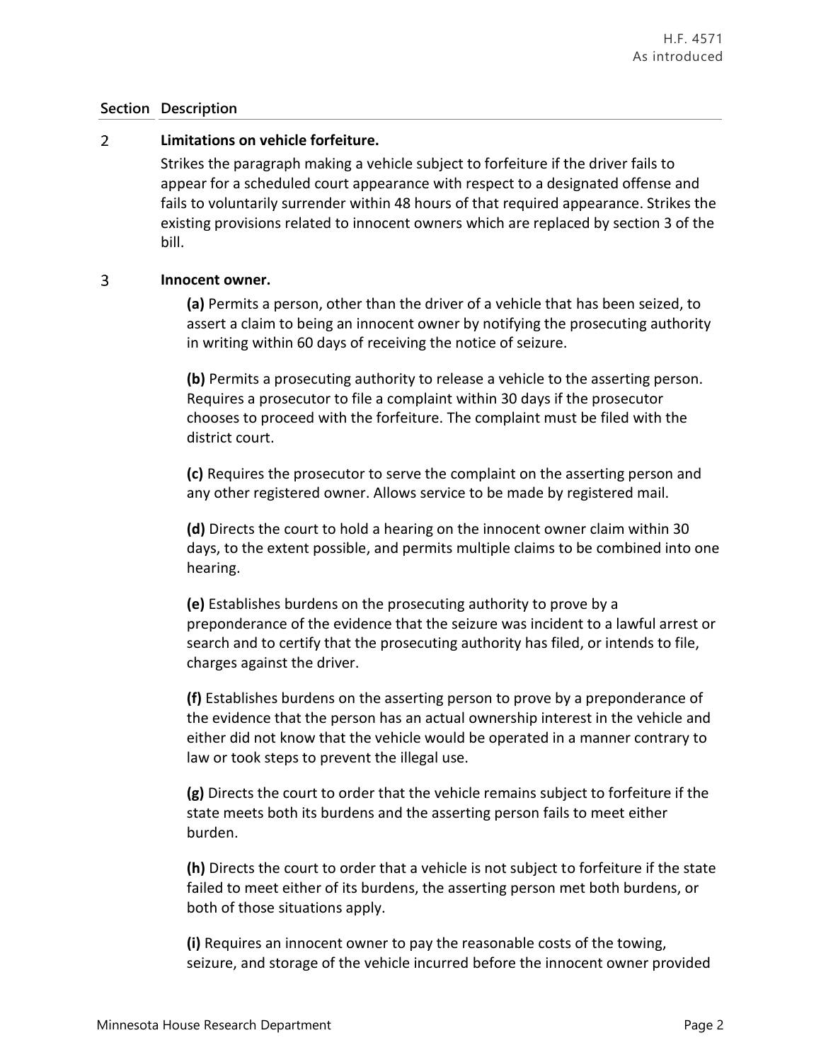| Section | Description |
|---|---|
| 2 | **Limitations on vehicle forfeiture.**<br>Strikes the paragraph making a vehicle subject to forfeiture if the driver fails to appear for a scheduled court appearance with respect to a designated offense and fails to voluntarily surrender within 48 hours of that required appearance. Strikes the existing provisions related to innocent owners which are replaced by section 3 of the bill. |
| 3 | **Innocent owner.**<br>**(a)** Permits a person, other than the driver of a vehicle that has been seized, to assert a claim to being an innocent owner by notifying the prosecuting authority in writing within 60 days of receiving the notice of seizure.<br><br>**(b)** Permits a prosecuting authority to release a vehicle to the asserting person. Requires a prosecutor to file a complaint within 30 days if the prosecutor chooses to proceed with the forfeiture. The complaint must be filed with the district court.<br><br>**(c)** Requires the prosecutor to serve the complaint on the asserting person and any other registered owner. Allows service to be made by registered mail.<br><br>**(d)** Directs the court to hold a hearing on the innocent owner claim within 30 days, to the extent possible, and permits multiple claims to be combined into one hearing.<br><br>**(e)** Establishes burdens on the prosecuting authority to prove by a preponderance of the evidence that the seizure was incident to a lawful arrest or search and to certify that the prosecuting authority has filed, or intends to file, charges against the driver.<br><br>**(f)** Establishes burdens on the asserting person to prove by a preponderance of the evidence that the person has an actual ownership interest in the vehicle and either did not know that the vehicle would be operated in a manner contrary to law or took steps to prevent the illegal use.<br><br>**(g)** Directs the court to order that the vehicle remains subject to forfeiture if the state meets both its burdens and the asserting person fails to meet either burden.<br><br>**(h)** Directs the court to order that a vehicle is not subject to forfeiture if the state failed to meet either of its burdens, the asserting person met both burdens, or both of those situations apply.<br><br>**(i)** Requires an innocent owner to pay the reasonable costs of the towing, seizure, and storage of the vehicle incurred before the innocent owner provided |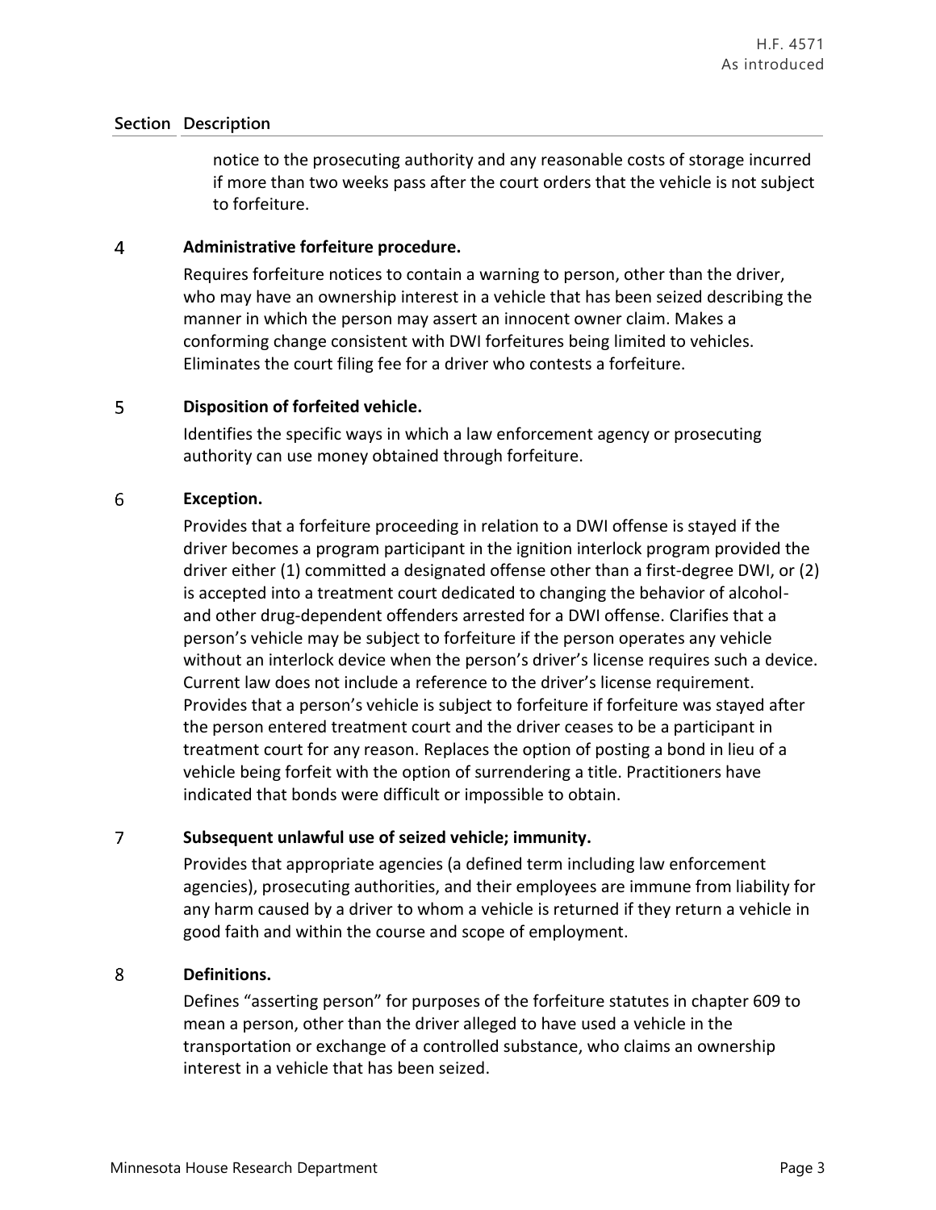| Section | Description |
|---|---|
| | notice to the prosecuting authority and any reasonable costs of storage incurred if more than two weeks pass after the court orders that the vehicle is not subject to forfeiture. |
| 4 | **Administrative forfeiture procedure.** Requires forfeiture notices to contain a warning to person, other than the driver, who may have an ownership interest in a vehicle that has been seized describing the manner in which the person may assert an innocent owner claim. Makes a conforming change consistent with DWI forfeitures being limited to vehicles. Eliminates the court filing fee for a driver who contests a forfeiture. |
| 5 | **Disposition of forfeited vehicle.** Identifies the specific ways in which a law enforcement agency or prosecuting authority can use money obtained through forfeiture. |
| 6 | **Exception.** Provides that a forfeiture proceeding in relation to a DWI offense is stayed if the driver becomes a program participant in the ignition interlock program provided the driver either (1) committed a designated offense other than a first-degree DWI, or (2) is accepted into a treatment court dedicated to changing the behavior of alcohol- and other drug-dependent offenders arrested for a DWI offense. Clarifies that a person's vehicle may be subject to forfeiture if the person operates any vehicle without an interlock device when the person's driver's license requires such a device. Current law does not include a reference to the driver's license requirement. Provides that a person's vehicle is subject to forfeiture if forfeiture was stayed after the person entered treatment court and the driver ceases to be a participant in treatment court for any reason. Replaces the option of posting a bond in lieu of a vehicle being forfeit with the option of surrendering a title. Practitioners have indicated that bonds were difficult or impossible to obtain. |
| 7 | **Subsequent unlawful use of seized vehicle; immunity.** Provides that appropriate agencies (a defined term including law enforcement agencies), prosecuting authorities, and their employees are immune from liability for any harm caused by a driver to whom a vehicle is returned if they return a vehicle in good faith and within the course and scope of employment. |
| 8 | **Definitions.** Defines "asserting person" for purposes of the forfeiture statutes in chapter 609 to mean a person, other than the driver alleged to have used a vehicle in the transportation or exchange of a controlled substance, who claims an ownership interest in a vehicle that has been seized. |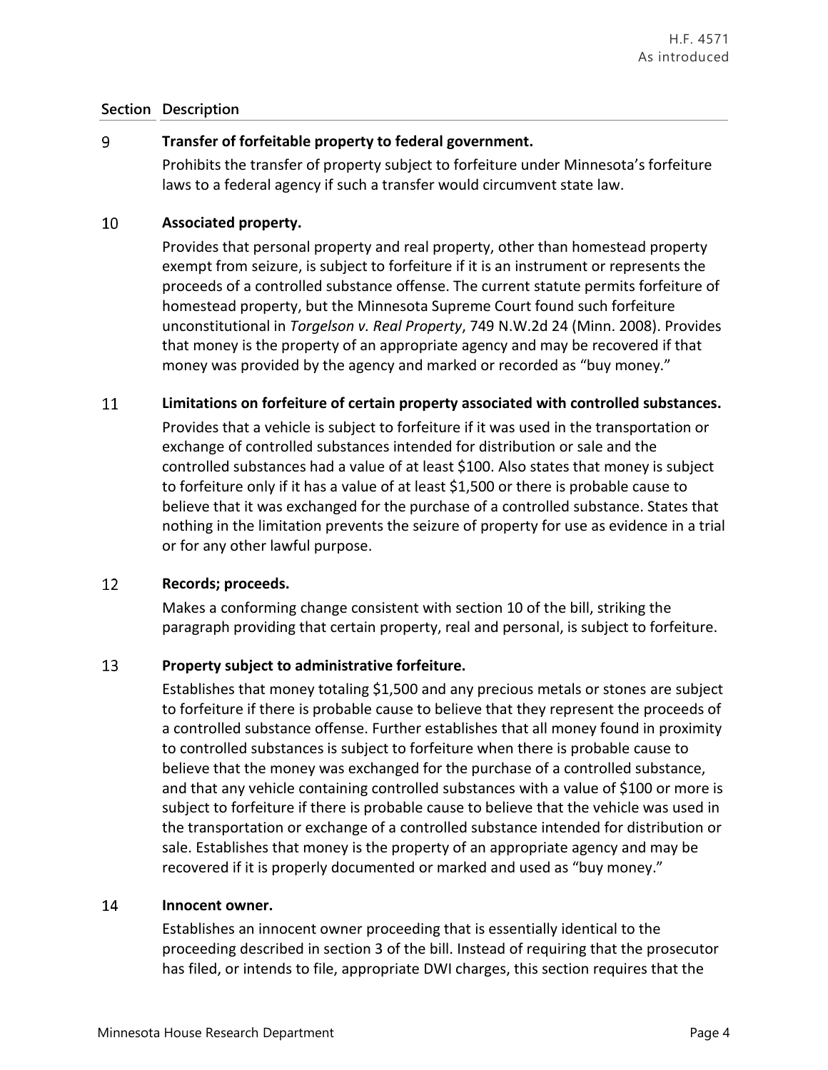| Section | Description |
|---|---|
| 9 | **Transfer of forfeitable property to federal government.**<br>Prohibits the transfer of property subject to forfeiture under Minnesota's forfeiture laws to a federal agency if such a transfer would circumvent state law. |
| 10 | **Associated property.**<br>Provides that personal property and real property, other than homestead property exempt from seizure, is subject to forfeiture if it is an instrument or represents the proceeds of a controlled substance offense. The current statute permits forfeiture of homestead property, but the Minnesota Supreme Court found such forfeiture unconstitutional in *Torgelson v. Real Property*, 749 N.W.2d 24 (Minn. 2008). Provides that money is the property of an appropriate agency and may be recovered if that money was provided by the agency and marked or recorded as "buy money." |
| 11 | **Limitations on forfeiture of certain property associated with controlled substances.**<br>Provides that a vehicle is subject to forfeiture if it was used in the transportation or exchange of controlled substances intended for distribution or sale and the controlled substances had a value of at least $100. Also states that money is subject to forfeiture only if it has a value of at least $1,500 or there is probable cause to believe that it was exchanged for the purchase of a controlled substance. States that nothing in the limitation prevents the seizure of property for use as evidence in a trial or for any other lawful purpose. |
| 12 | **Records; proceeds.**<br>Makes a conforming change consistent with section 10 of the bill, striking the paragraph providing that certain property, real and personal, is subject to forfeiture. |
| 13 | **Property subject to administrative forfeiture.**<br>Establishes that money totaling $1,500 and any precious metals or stones are subject to forfeiture if there is probable cause to believe that they represent the proceeds of a controlled substance offense. Further establishes that all money found in proximity to controlled substances is subject to forfeiture when there is probable cause to believe that the money was exchanged for the purchase of a controlled substance, and that any vehicle containing controlled substances with a value of $100 or more is subject to forfeiture if there is probable cause to believe that the vehicle was used in the transportation or exchange of a controlled substance intended for distribution or sale. Establishes that money is the property of an appropriate agency and may be recovered if it is properly documented or marked and used as "buy money." |
| 14 | **Innocent owner.**<br>Establishes an innocent owner proceeding that is essentially identical to the proceeding described in section 3 of the bill. Instead of requiring that the prosecutor has filed, or intends to file, appropriate DWI charges, this section requires that the |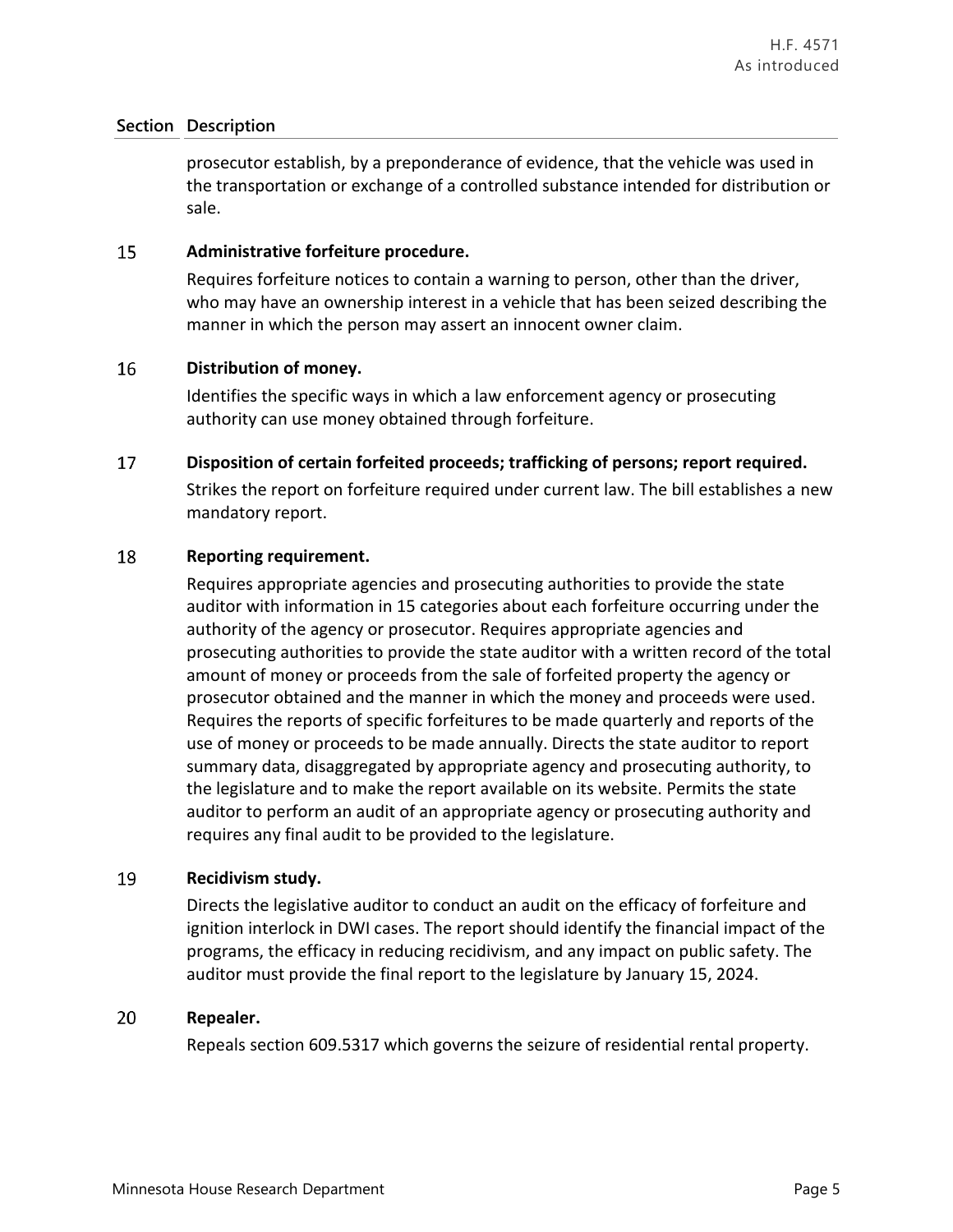| Section | Description |
|---|---|
| | prosecutor establish, by a preponderance of evidence, that the vehicle was used in the transportation or exchange of a controlled substance intended for distribution or sale. |
| 15 | **Administrative forfeiture procedure.** Requires forfeiture notices to contain a warning to person, other than the driver, who may have an ownership interest in a vehicle that has been seized describing the manner in which the person may assert an innocent owner claim. |
| 16 | **Distribution of money.** Identifies the specific ways in which a law enforcement agency or prosecuting authority can use money obtained through forfeiture. |
| 17 | **Disposition of certain forfeited proceeds; trafficking of persons; report required.** Strikes the report on forfeiture required under current law. The bill establishes a new mandatory report. |
| 18 | **Reporting requirement.** Requires appropriate agencies and prosecuting authorities to provide the state auditor with information in 15 categories about each forfeiture occurring under the authority of the agency or prosecutor. Requires appropriate agencies and prosecuting authorities to provide the state auditor with a written record of the total amount of money or proceeds from the sale of forfeited property the agency or prosecutor obtained and the manner in which the money and proceeds were used. Requires the reports of specific forfeitures to be made quarterly and reports of the use of money or proceeds to be made annually. Directs the state auditor to report summary data, disaggregated by appropriate agency and prosecuting authority, to the legislature and to make the report available on its website. Permits the state auditor to perform an audit of an appropriate agency or prosecuting authority and requires any final audit to be provided to the legislature. |
| 19 | **Recidivism study.** Directs the legislative auditor to conduct an audit on the efficacy of forfeiture and ignition interlock in DWI cases. The report should identify the financial impact of the programs, the efficacy in reducing recidivism, and any impact on public safety. The auditor must provide the final report to the legislature by January 15, 2024. |
| 20 | **Repealer.** Repeals section 609.5317 which governs the seizure of residential rental property. |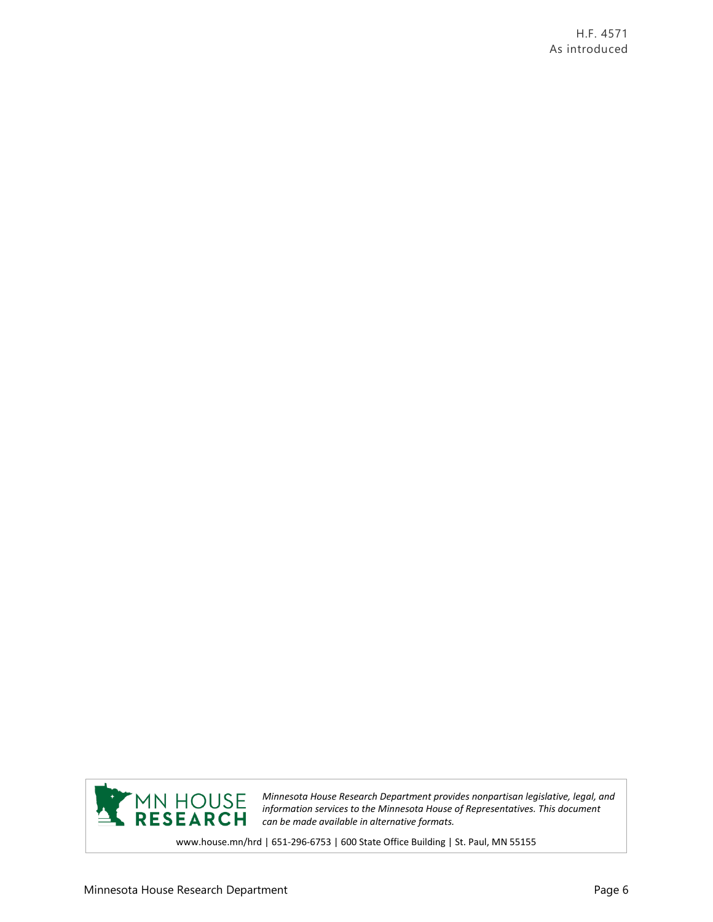MN HOUSE RESEARCH

*Minnesota House Research Department provides nonpartisan legislative, legal, and information services to the Minnesota House of Representatives. This document can be made available in alternative formats.*

www.house.mn/hrd | 651-296-6753 | 600 State Office Building | St. Paul, MN 55155